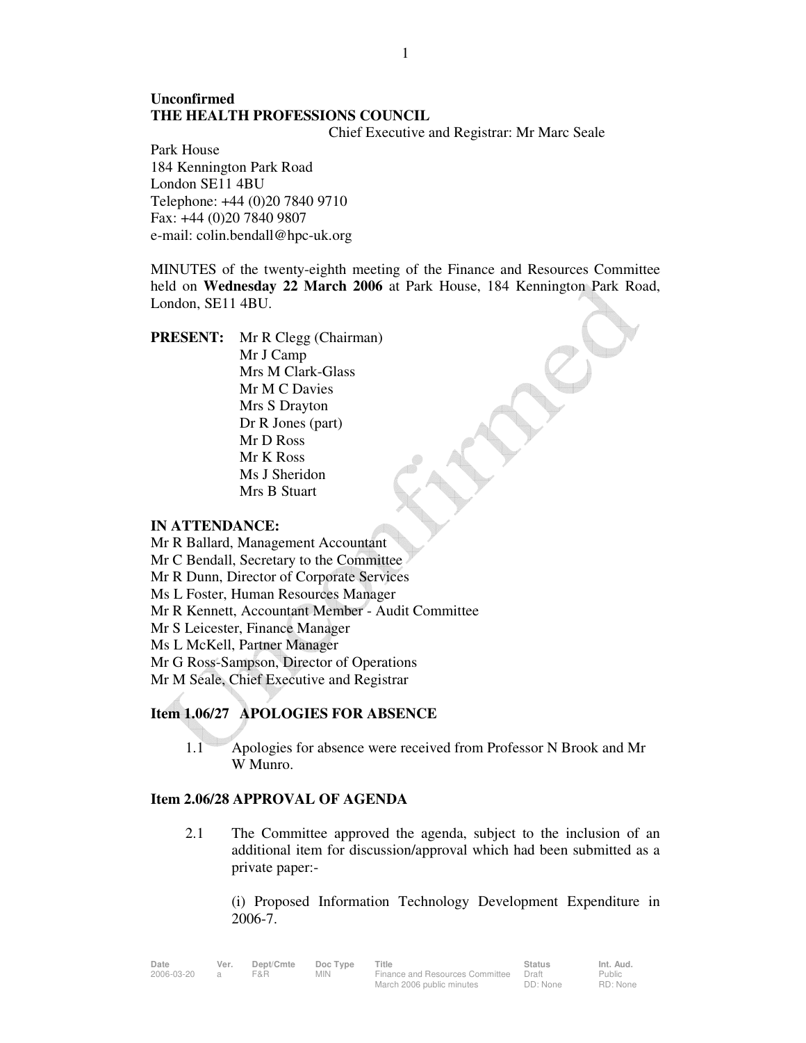**Unconfirmed**
**THE HEALTH PROFESSIONS COUNCIL**

Chief Executive and Registrar: Mr Marc Seale

Park House
184 Kennington Park Road
London SE11 4BU
Telephone: +44 (0)20 7840 9710
Fax: +44 (0)20 7840 9807
e-mail: colin.bendall@hpc-uk.org

MINUTES of the twenty-eighth meeting of the Finance and Resources Committee held on **Wednesday 22 March 2006** at Park House, 184 Kennington Park Road, London, SE11 4BU.

**PRESENT:**
Mr R Clegg (Chairman)
Mr J Camp
Mrs M Clark-Glass
Mr M C Davies
Mrs S Drayton
Dr R Jones (part)
Mr D Ross
Mr K Ross
Ms J Sheridon
Mrs B Stuart

**IN ATTENDANCE:**
Mr R Ballard, Management Accountant
Mr C Bendall, Secretary to the Committee
Mr R Dunn, Director of Corporate Services
Ms L Foster, Human Resources Manager
Mr R Kennett, Accountant Member - Audit Committee
Mr S Leicester, Finance Manager
Ms L McKell, Partner Manager
Mr G Ross-Sampson, Director of Operations
Mr M Seale, Chief Executive and Registrar

## Item 1.06/27 APOLOGIES FOR ABSENCE

1.1 Apologies for absence were received from Professor N Brook and Mr W Munro.

## Item 2.06/28 APPROVAL OF AGENDA

2.1 The Committee approved the agenda, subject to the inclusion of an additional item for discussion/approval which had been submitted as a private paper:-

(i) Proposed Information Technology Development Expenditure in 2006-7.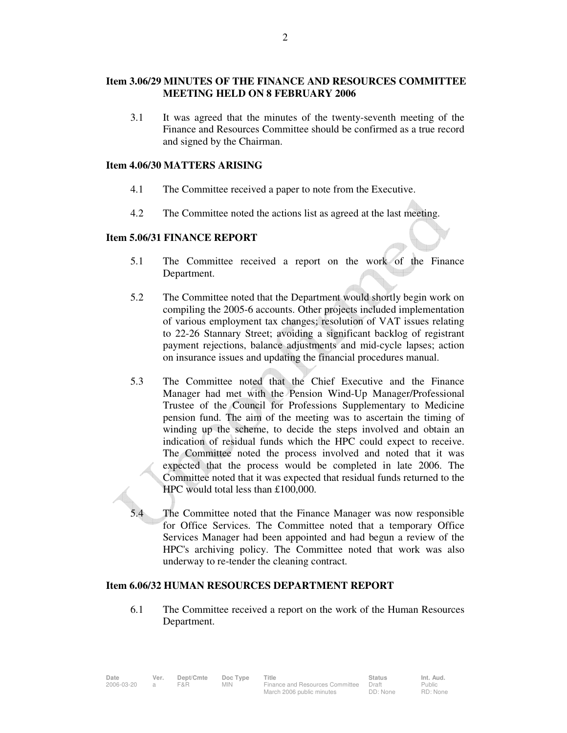**Item 3.06/29 MINUTES OF THE FINANCE AND RESOURCES COMMITTEE MEETING HELD ON 8 FEBRUARY 2006**

3.1 It was agreed that the minutes of the twenty-seventh meeting of the Finance and Resources Committee should be confirmed as a true record and signed by the Chairman.

**Item 4.06/30 MATTERS ARISING**

4.1 The Committee received a paper to note from the Executive.

4.2 The Committee noted the actions list as agreed at the last meeting.

**Item 5.06/31 FINANCE REPORT**

5.1 The Committee received a report on the work of the Finance Department.

5.2 The Committee noted that the Department would shortly begin work on compiling the 2005-6 accounts. Other projects included implementation of various employment tax changes; resolution of VAT issues relating to 22-26 Stannary Street; avoiding a significant backlog of registrant payment rejections, balance adjustments and mid-cycle lapses; action on insurance issues and updating the financial procedures manual.

5.3 The Committee noted that the Chief Executive and the Finance Manager had met with the Pension Wind-Up Manager/Professional Trustee of the Council for Professions Supplementary to Medicine pension fund. The aim of the meeting was to ascertain the timing of winding up the scheme, to decide the steps involved and obtain an indication of residual funds which the HPC could expect to receive. The Committee noted the process involved and noted that it was expected that the process would be completed in late 2006. The Committee noted that it was expected that residual funds returned to the HPC would total less than £100,000.

5.4 The Committee noted that the Finance Manager was now responsible for Office Services. The Committee noted that a temporary Office Services Manager had been appointed and had begun a review of the HPC's archiving policy. The Committee noted that work was also underway to re-tender the cleaning contract.

**Item 6.06/32 HUMAN RESOURCES DEPARTMENT REPORT**

6.1 The Committee received a report on the work of the Human Resources Department.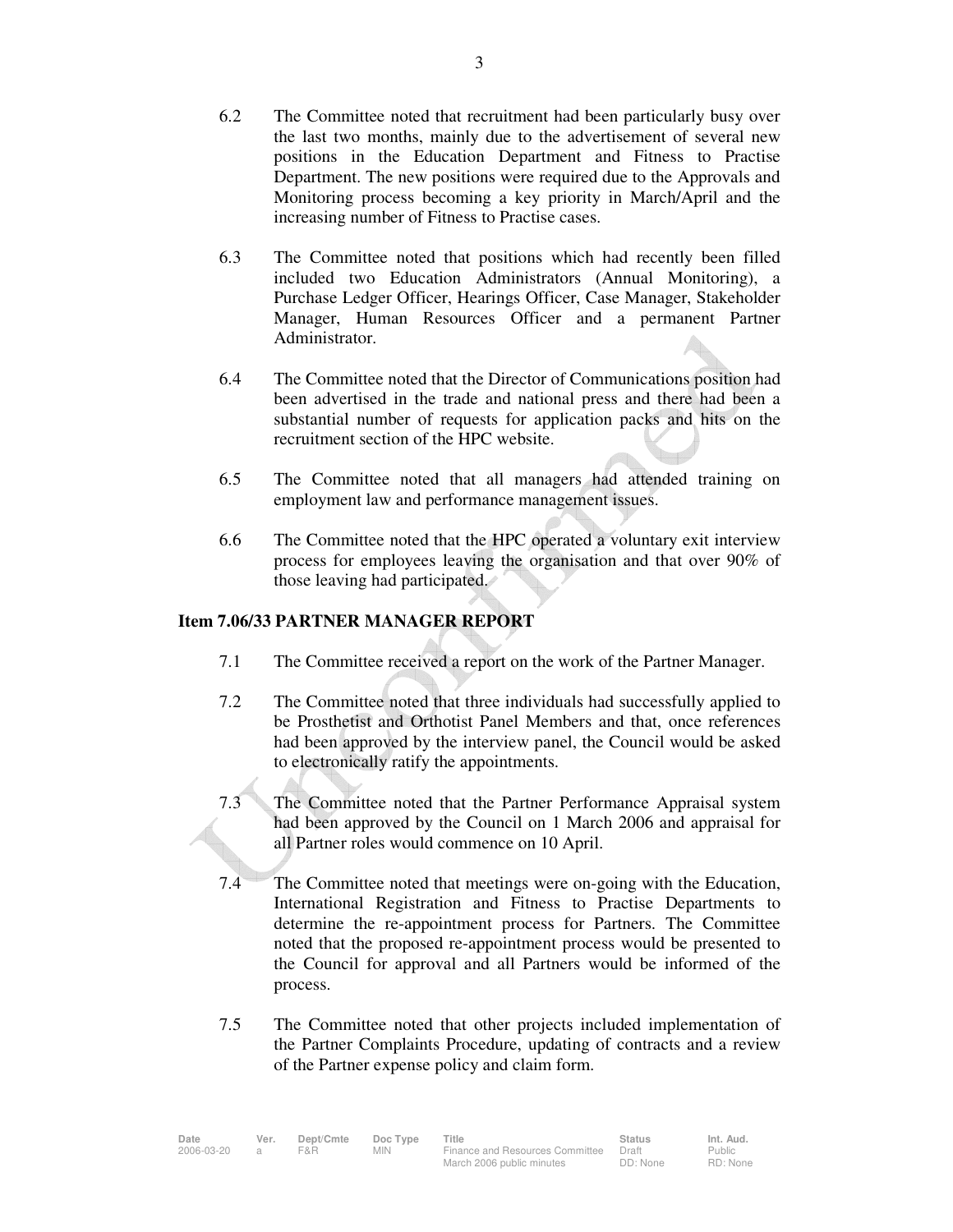6.2 The Committee noted that recruitment had been particularly busy over the last two months, mainly due to the advertisement of several new positions in the Education Department and Fitness to Practise Department. The new positions were required due to the Approvals and Monitoring process becoming a key priority in March/April and the increasing number of Fitness to Practise cases.

6.3 The Committee noted that positions which had recently been filled included two Education Administrators (Annual Monitoring), a Purchase Ledger Officer, Hearings Officer, Case Manager, Stakeholder Manager, Human Resources Officer and a permanent Partner Administrator.

6.4 The Committee noted that the Director of Communications position had been advertised in the trade and national press and there had been a substantial number of requests for application packs and hits on the recruitment section of the HPC website.

6.5 The Committee noted that all managers had attended training on employment law and performance management issues.

6.6 The Committee noted that the HPC operated a voluntary exit interview process for employees leaving the organisation and that over 90% of those leaving had participated.

**Item 7.06/33 PARTNER MANAGER REPORT**

7.1 The Committee received a report on the work of the Partner Manager.

7.2 The Committee noted that three individuals had successfully applied to be Prosthetist and Orthotist Panel Members and that, once references had been approved by the interview panel, the Council would be asked to electronically ratify the appointments.

7.3 The Committee noted that the Partner Performance Appraisal system had been approved by the Council on 1 March 2006 and appraisal for all Partner roles would commence on 10 April.

7.4 The Committee noted that meetings were on-going with the Education, International Registration and Fitness to Practise Departments to determine the re-appointment process for Partners. The Committee noted that the proposed re-appointment process would be presented to the Council for approval and all Partners would be informed of the process.

7.5 The Committee noted that other projects included implementation of the Partner Complaints Procedure, updating of contracts and a review of the Partner expense policy and claim form.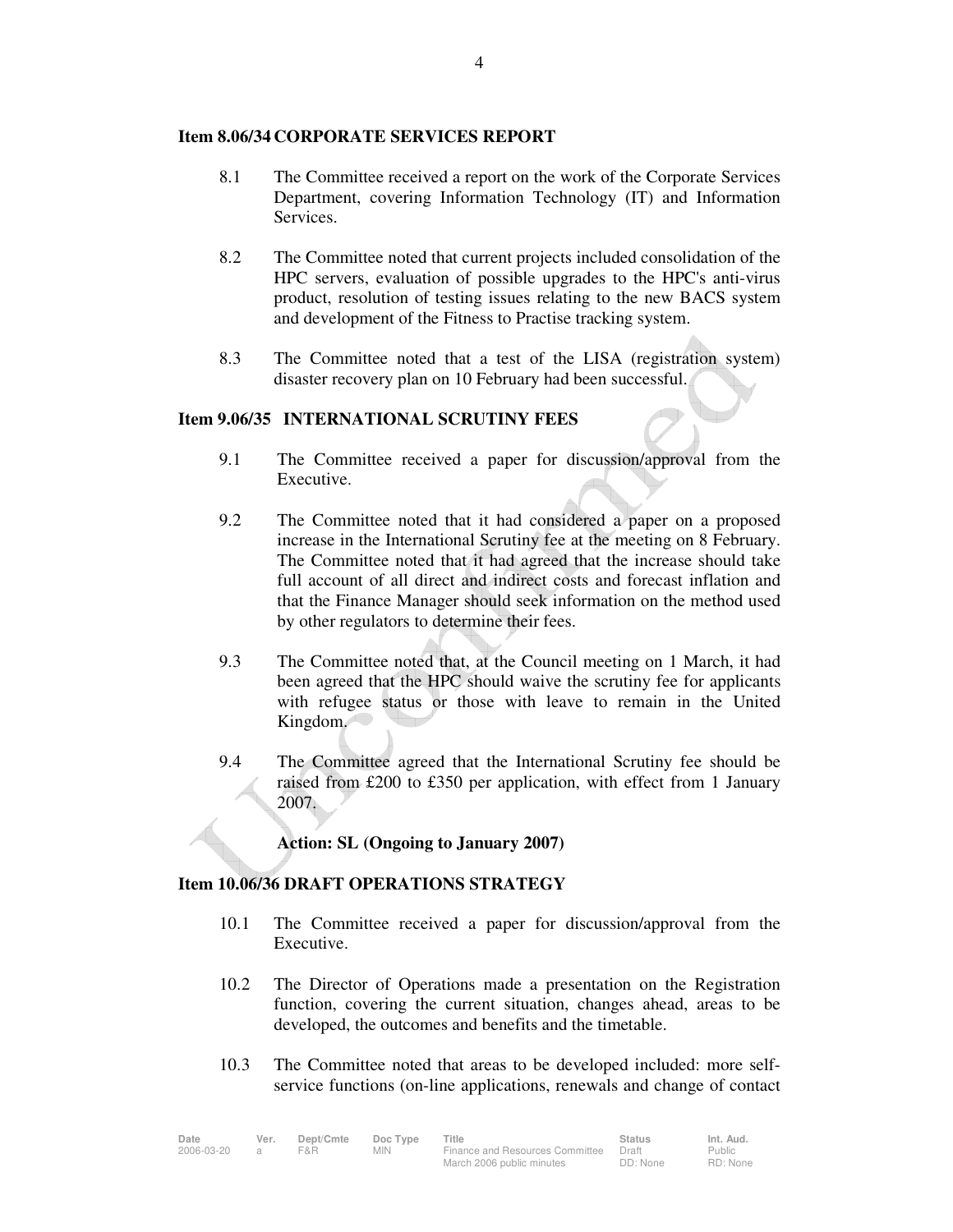### Item 8.06/34 CORPORATE SERVICES REPORT

8.1 The Committee received a report on the work of the Corporate Services Department, covering Information Technology (IT) and Information Services.

8.2 The Committee noted that current projects included consolidation of the HPC servers, evaluation of possible upgrades to the HPC's anti-virus product, resolution of testing issues relating to the new BACS system and development of the Fitness to Practise tracking system.

8.3 The Committee noted that a test of the LISA (registration system) disaster recovery plan on 10 February had been successful.

### Item 9.06/35 INTERNATIONAL SCRUTINY FEES

9.1 The Committee received a paper for discussion/approval from the Executive.

9.2 The Committee noted that it had considered a paper on a proposed increase in the International Scrutiny fee at the meeting on 8 February. The Committee noted that it had agreed that the increase should take full account of all direct and indirect costs and forecast inflation and that the Finance Manager should seek information on the method used by other regulators to determine their fees.

9.3 The Committee noted that, at the Council meeting on 1 March, it had been agreed that the HPC should waive the scrutiny fee for applicants with refugee status or those with leave to remain in the United Kingdom.

9.4 The Committee agreed that the International Scrutiny fee should be raised from £200 to £350 per application, with effect from 1 January 2007.

**Action: SL (Ongoing to January 2007)**

### Item 10.06/36 DRAFT OPERATIONS STRATEGY

10.1 The Committee received a paper for discussion/approval from the Executive.

10.2 The Director of Operations made a presentation on the Registration function, covering the current situation, changes ahead, areas to be developed, the outcomes and benefits and the timetable.

10.3 The Committee noted that areas to be developed included: more self-service functions (on-line applications, renewals and change of contact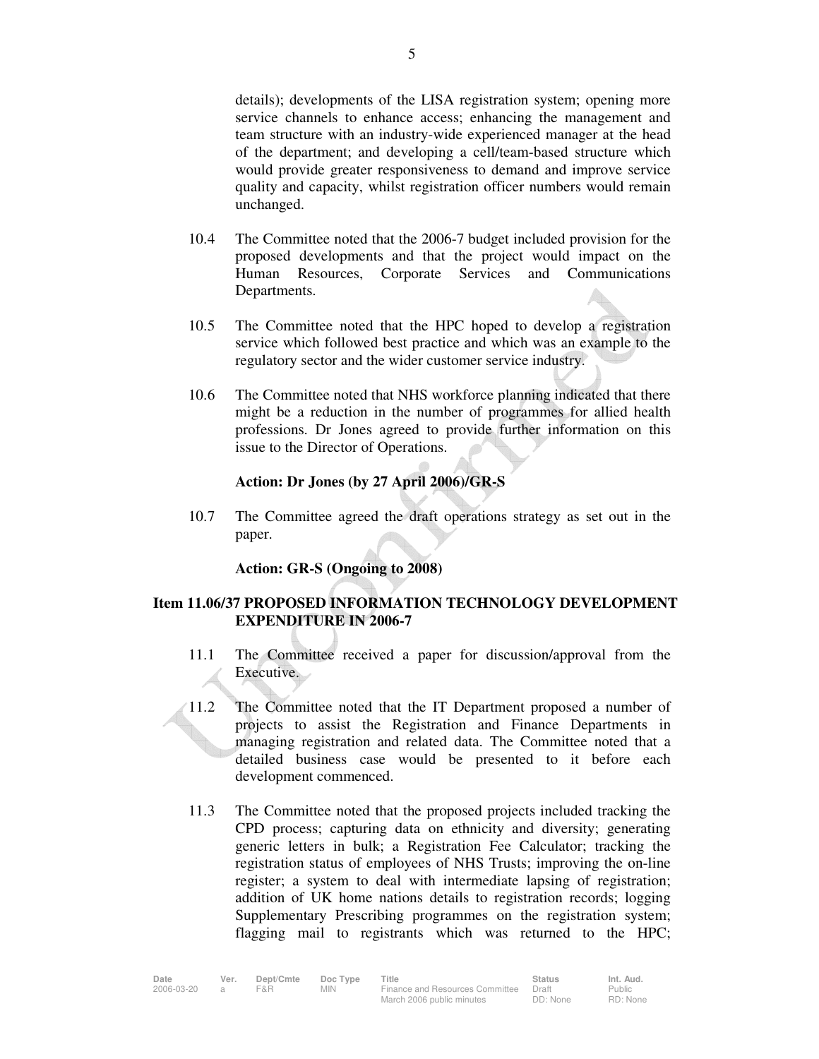details); developments of the LISA registration system; opening more service channels to enhance access; enhancing the management and team structure with an industry-wide experienced manager at the head of the department; and developing a cell/team-based structure which would provide greater responsiveness to demand and improve service quality and capacity, whilst registration officer numbers would remain unchanged.

10.4 The Committee noted that the 2006-7 budget included provision for the proposed developments and that the project would impact on the Human Resources, Corporate Services and Communications Departments.

10.5 The Committee noted that the HPC hoped to develop a registration service which followed best practice and which was an example to the regulatory sector and the wider customer service industry.

10.6 The Committee noted that NHS workforce planning indicated that there might be a reduction in the number of programmes for allied health professions. Dr Jones agreed to provide further information on this issue to the Director of Operations.

**Action: Dr Jones (by 27 April 2006)/GR-S**

10.7 The Committee agreed the draft operations strategy as set out in the paper.

**Action: GR-S (Ongoing to 2008)**

## Item 11.06/37 PROPOSED INFORMATION TECHNOLOGY DEVELOPMENT EXPENDITURE IN 2006-7

11.1 The Committee received a paper for discussion/approval from the Executive.

11.2 The Committee noted that the IT Department proposed a number of projects to assist the Registration and Finance Departments in managing registration and related data. The Committee noted that a detailed business case would be presented to it before each development commenced.

11.3 The Committee noted that the proposed projects included tracking the CPD process; capturing data on ethnicity and diversity; generating generic letters in bulk; a Registration Fee Calculator; tracking the registration status of employees of NHS Trusts; improving the on-line register; a system to deal with intermediate lapsing of registration; addition of UK home nations details to registration records; logging Supplementary Prescribing programmes on the registration system; flagging mail to registrants which was returned to the HPC;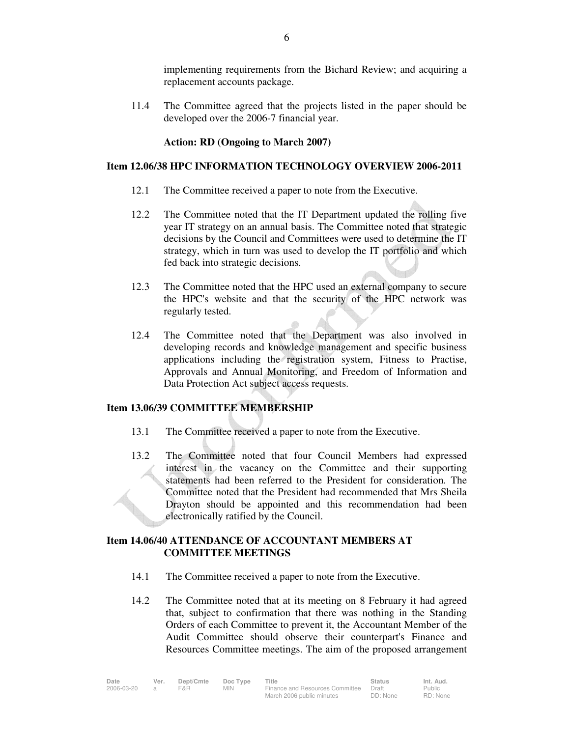implementing requirements from the Bichard Review; and acquiring a replacement accounts package.

11.4 The Committee agreed that the projects listed in the paper should be developed over the 2006-7 financial year.

**Action: RD (Ongoing to March 2007)**

**Item 12.06/38 HPC INFORMATION TECHNOLOGY OVERVIEW 2006-2011**

12.1 The Committee received a paper to note from the Executive.

12.2 The Committee noted that the IT Department updated the rolling five year IT strategy on an annual basis. The Committee noted that strategic decisions by the Council and Committees were used to determine the IT strategy, which in turn was used to develop the IT portfolio and which fed back into strategic decisions.

12.3 The Committee noted that the HPC used an external company to secure the HPC's website and that the security of the HPC network was regularly tested.

12.4 The Committee noted that the Department was also involved in developing records and knowledge management and specific business applications including the registration system, Fitness to Practise, Approvals and Annual Monitoring, and Freedom of Information and Data Protection Act subject access requests.

**Item 13.06/39 COMMITTEE MEMBERSHIP**

13.1 The Committee received a paper to note from the Executive.

13.2 The Committee noted that four Council Members had expressed interest in the vacancy on the Committee and their supporting statements had been referred to the President for consideration. The Committee noted that the President had recommended that Mrs Sheila Drayton should be appointed and this recommendation had been electronically ratified by the Council.

**Item 14.06/40 ATTENDANCE OF ACCOUNTANT MEMBERS AT COMMITTEE MEETINGS**

14.1 The Committee received a paper to note from the Executive.

14.2 The Committee noted that at its meeting on 8 February it had agreed that, subject to confirmation that there was nothing in the Standing Orders of each Committee to prevent it, the Accountant Member of the Audit Committee should observe their counterpart's Finance and Resources Committee meetings. The aim of the proposed arrangement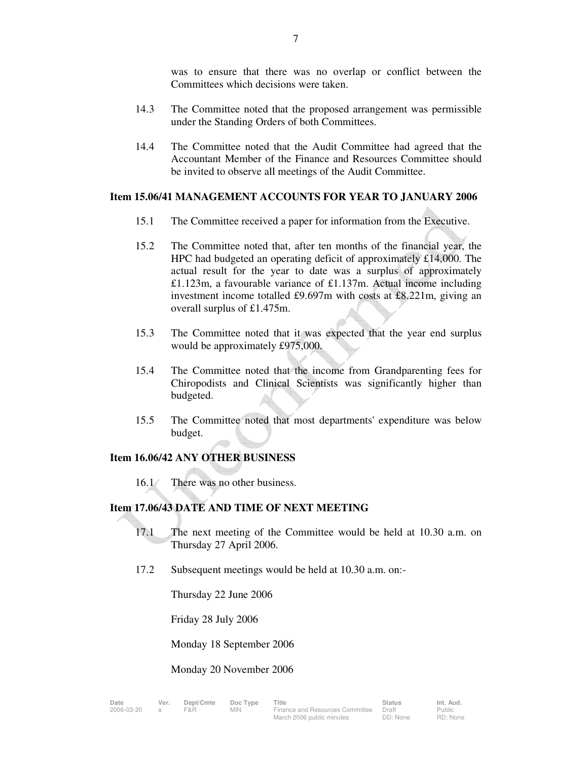was to ensure that there was no overlap or conflict between the Committees which decisions were taken.

14.3 The Committee noted that the proposed arrangement was permissible under the Standing Orders of both Committees.

14.4 The Committee noted that the Audit Committee had agreed that the Accountant Member of the Finance and Resources Committee should be invited to observe all meetings of the Audit Committee.

**Item 15.06/41 MANAGEMENT ACCOUNTS FOR YEAR TO JANUARY 2006**

15.1 The Committee received a paper for information from the Executive.

15.2 The Committee noted that, after ten months of the financial year, the HPC had budgeted an operating deficit of approximately £14,000. The actual result for the year to date was a surplus of approximately £1.123m, a favourable variance of £1.137m. Actual income including investment income totalled £9.697m with costs at £8.221m, giving an overall surplus of £1.475m.

15.3 The Committee noted that it was expected that the year end surplus would be approximately £975,000.

15.4 The Committee noted that the income from Grandparenting fees for Chiropodists and Clinical Scientists was significantly higher than budgeted.

15.5 The Committee noted that most departments' expenditure was below budget.

**Item 16.06/42 ANY OTHER BUSINESS**

16.1 There was no other business.

**Item 17.06/43 DATE AND TIME OF NEXT MEETING**

17.1 The next meeting of the Committee would be held at 10.30 a.m. on Thursday 27 April 2006.

17.2 Subsequent meetings would be held at 10.30 a.m. on:-

Thursday 22 June 2006

Friday 28 July 2006

Monday 18 September 2006

Monday 20 November 2006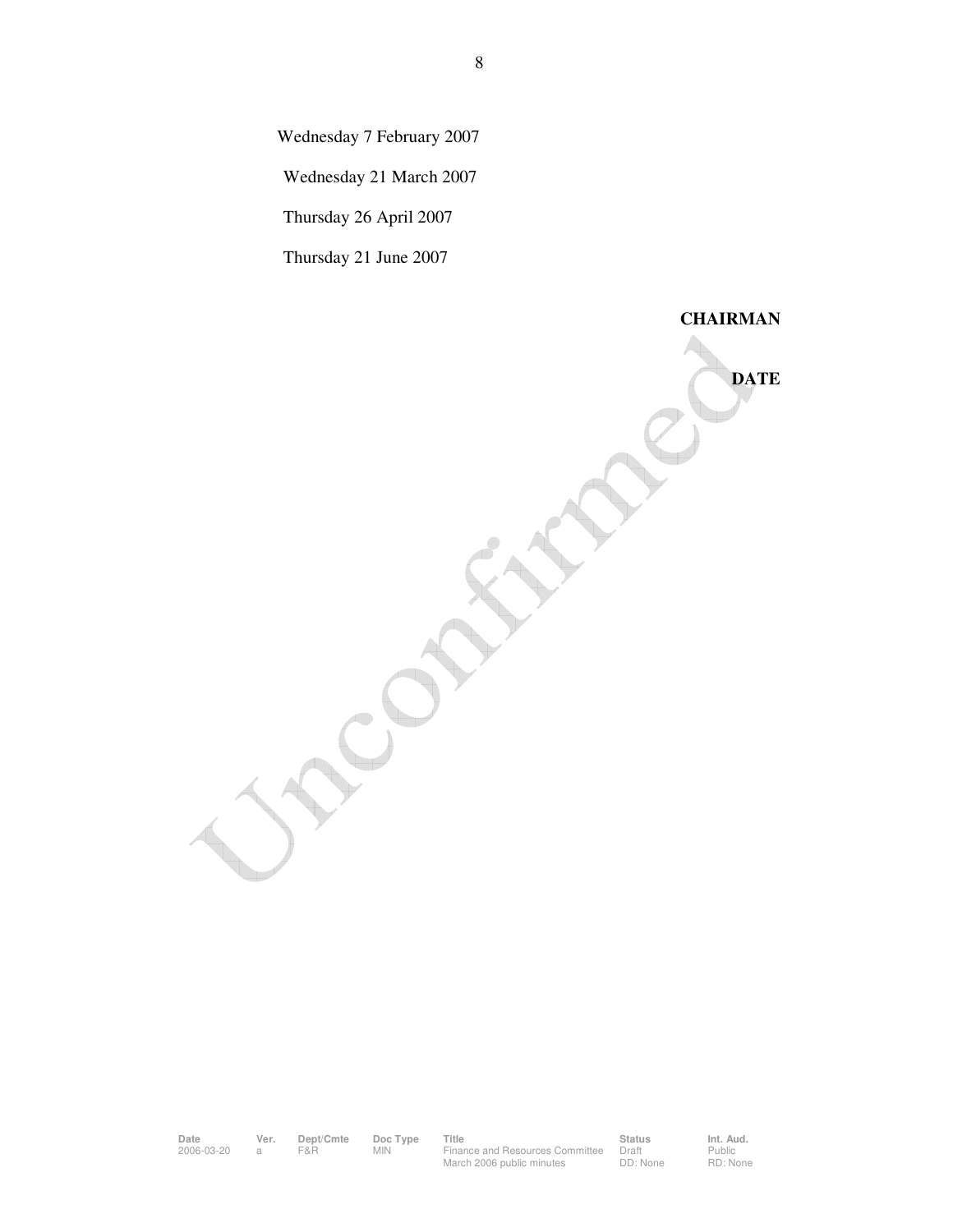Wednesday 7 February 2007

Wednesday 21 March 2007

Thursday 26 April 2007

Thursday 21 June 2007

**CHAIRMAN**

**DATE**